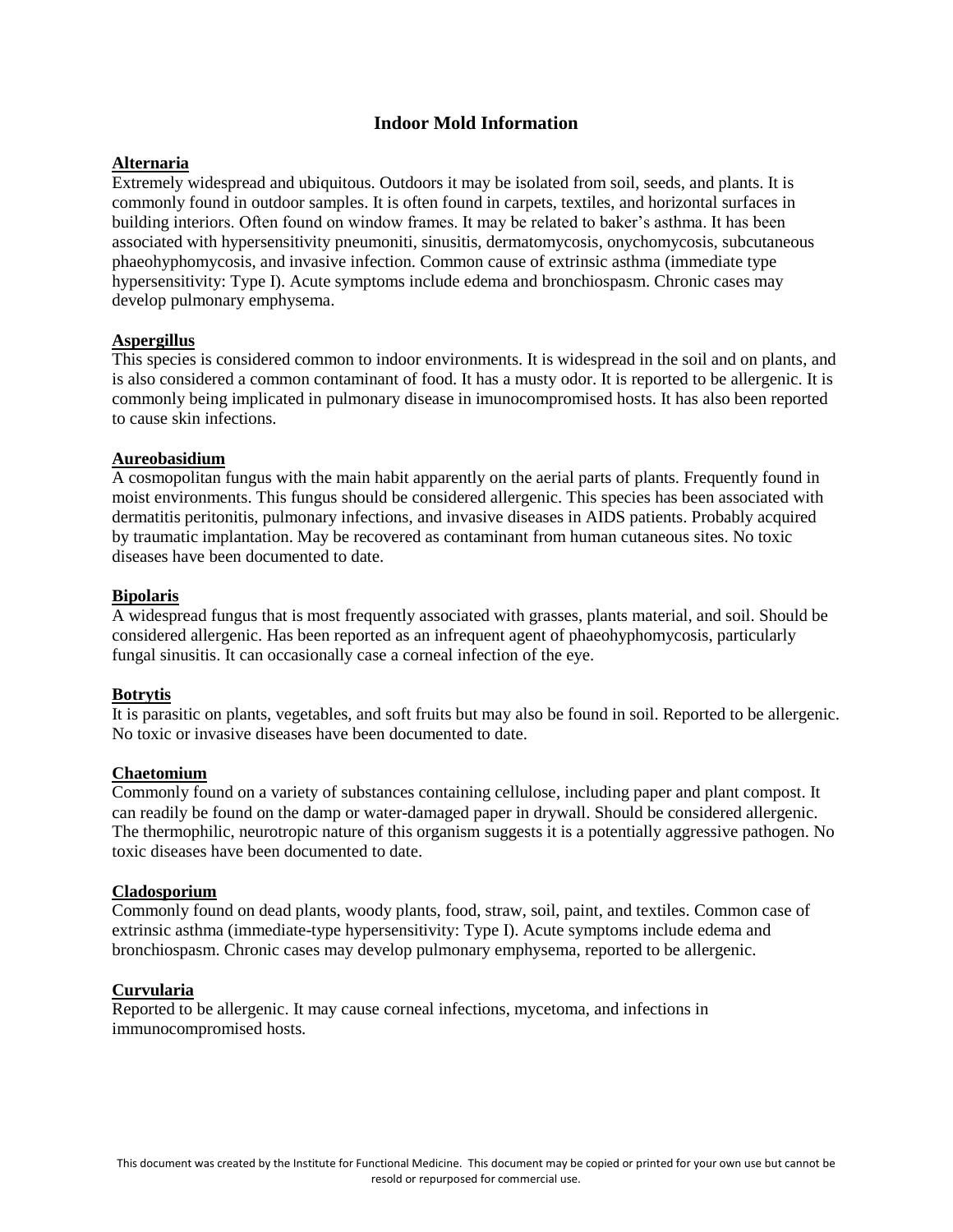# Indoor Mold Information

**Alternaria**

Extremely widespread and ubiquitous. Outdoors it may be isolated from soil, seeds, and plants. It is commonly found in outdoor samples. It is often found in carpets, textiles, and horizontal surfaces in building interiors. Often found on window frames. It may be related to baker's asthma. It has been associated with hypersensitivity pneumoniti, sinusitis, dermatomycosis, onychomycosis, subcutaneous phaeohyphomycosis, and invasive infection. Common cause of extrinsic asthma (immediate type hypersensitivity: Type I). Acute symptoms include edema and bronchiospasm. Chronic cases may develop pulmonary emphysema.

**Aspergillus**

This species is considered common to indoor environments. It is widespread in the soil and on plants, and is also considered a common contaminant of food. It has a musty odor. It is reported to be allergenic. It is commonly being implicated in pulmonary disease in imunocompromised hosts. It has also been reported to cause skin infections.

**Aureobasidium**

A cosmopolitan fungus with the main habit apparently on the aerial parts of plants. Frequently found in moist environments. This fungus should be considered allergenic. This species has been associated with dermatitis peritonitis, pulmonary infections, and invasive diseases in AIDS patients. Probably acquired by traumatic implantation. May be recovered as contaminant from human cutaneous sites. No toxic diseases have been documented to date.

**Bipolaris**

A widespread fungus that is most frequently associated with grasses, plants material, and soil. Should be considered allergenic. Has been reported as an infrequent agent of phaeohyphomycosis, particularly fungal sinusitis. It can occasionally case a corneal infection of the eye.

**Botrytis**

It is parasitic on plants, vegetables, and soft fruits but may also be found in soil. Reported to be allergenic. No toxic or invasive diseases have been documented to date.

**Chaetomium**

Commonly found on a variety of substances containing cellulose, including paper and plant compost. It can readily be found on the damp or water-damaged paper in drywall. Should be considered allergenic. The thermophilic, neurotropic nature of this organism suggests it is a potentially aggressive pathogen. No toxic diseases have been documented to date.

**Cladosporium**

Commonly found on dead plants, woody plants, food, straw, soil, paint, and textiles. Common case of extrinsic asthma (immediate-type hypersensitivity: Type I). Acute symptoms include edema and bronchiospasm. Chronic cases may develop pulmonary emphysema, reported to be allergenic.

**Curvularia**

Reported to be allergenic. It may cause corneal infections, mycetoma, and infections in immunocompromised hosts.

This document was created by the Institute for Functional Medicine. This document may be copied or printed for your own use but cannot be resold or repurposed for commercial use.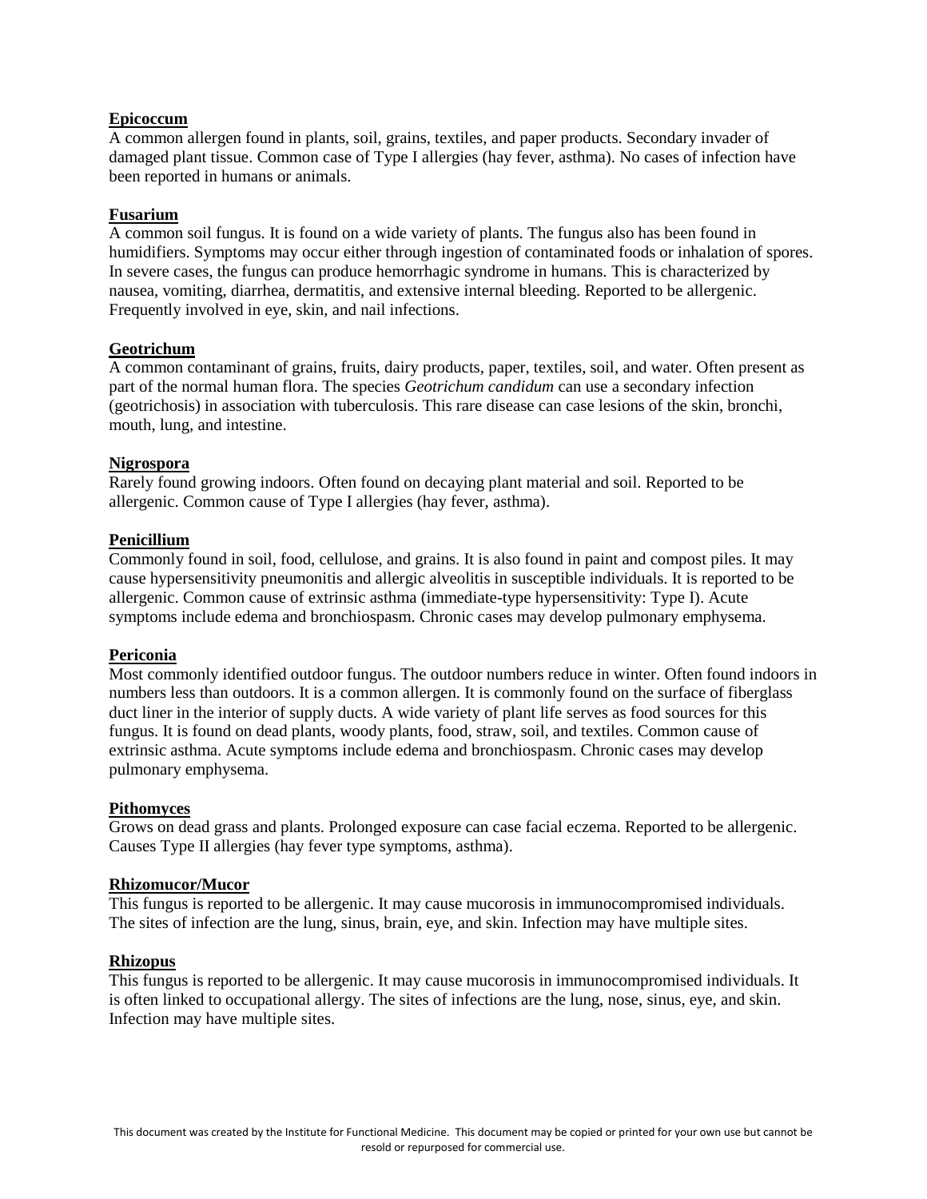**Epicoccum**

A common allergen found in plants, soil, grains, textiles, and paper products. Secondary invader of damaged plant tissue. Common case of Type I allergies (hay fever, asthma). No cases of infection have been reported in humans or animals.

**Fusarium**

A common soil fungus. It is found on a wide variety of plants. The fungus also has been found in humidifiers. Symptoms may occur either through ingestion of contaminated foods or inhalation of spores. In severe cases, the fungus can produce hemorrhagic syndrome in humans. This is characterized by nausea, vomiting, diarrhea, dermatitis, and extensive internal bleeding. Reported to be allergenic. Frequently involved in eye, skin, and nail infections.

**Geotrichum**

A common contaminant of grains, fruits, dairy products, paper, textiles, soil, and water. Often present as part of the normal human flora. The species *Geotrichum candidum* can use a secondary infection (geotrichosis) in association with tuberculosis. This rare disease can case lesions of the skin, bronchi, mouth, lung, and intestine.

**Nigrospora**

Rarely found growing indoors. Often found on decaying plant material and soil. Reported to be allergenic. Common cause of Type I allergies (hay fever, asthma).

**Penicillium**

Commonly found in soil, food, cellulose, and grains. It is also found in paint and compost piles. It may cause hypersensitivity pneumonitis and allergic alveolitis in susceptible individuals. It is reported to be allergenic. Common cause of extrinsic asthma (immediate-type hypersensitivity: Type I). Acute symptoms include edema and bronchiospasm. Chronic cases may develop pulmonary emphysema.

**Periconia**

Most commonly identified outdoor fungus. The outdoor numbers reduce in winter. Often found indoors in numbers less than outdoors. It is a common allergen. It is commonly found on the surface of fiberglass duct liner in the interior of supply ducts. A wide variety of plant life serves as food sources for this fungus. It is found on dead plants, woody plants, food, straw, soil, and textiles. Common cause of extrinsic asthma. Acute symptoms include edema and bronchiospasm. Chronic cases may develop pulmonary emphysema.

**Pithomyces**

Grows on dead grass and plants. Prolonged exposure can case facial eczema. Reported to be allergenic. Causes Type II allergies (hay fever type symptoms, asthma).

**Rhizomucor/Mucor**

This fungus is reported to be allergenic. It may cause mucorosis in immunocompromised individuals. The sites of infection are the lung, sinus, brain, eye, and skin. Infection may have multiple sites.

**Rhizopus**

This fungus is reported to be allergenic. It may cause mucorosis in immunocompromised individuals. It is often linked to occupational allergy. The sites of infections are the lung, nose, sinus, eye, and skin. Infection may have multiple sites.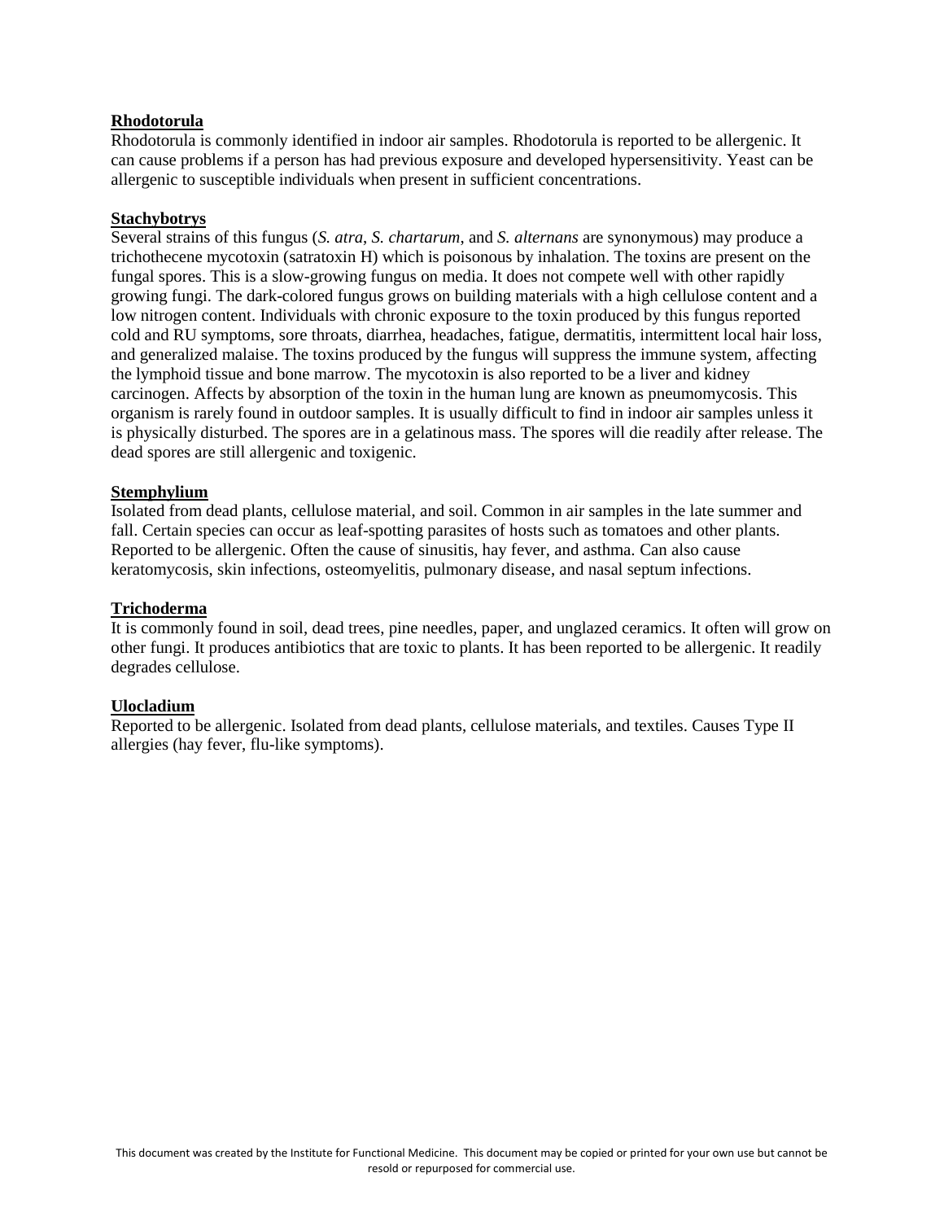**Rhodotorula**

Rhodotorula is commonly identified in indoor air samples. Rhodotorula is reported to be allergenic. It can cause problems if a person has had previous exposure and developed hypersensitivity. Yeast can be allergenic to susceptible individuals when present in sufficient concentrations.

**Stachybotrys**

Several strains of this fungus (*S. atra*, *S. chartarum*, and *S. alternans* are synonymous) may produce a trichothecene mycotoxin (satratoxin H) which is poisonous by inhalation. The toxins are present on the fungal spores. This is a slow-growing fungus on media. It does not compete well with other rapidly growing fungi. The dark-colored fungus grows on building materials with a high cellulose content and a low nitrogen content. Individuals with chronic exposure to the toxin produced by this fungus reported cold and RU symptoms, sore throats, diarrhea, headaches, fatigue, dermatitis, intermittent local hair loss, and generalized malaise. The toxins produced by the fungus will suppress the immune system, affecting the lymphoid tissue and bone marrow. The mycotoxin is also reported to be a liver and kidney carcinogen. Affects by absorption of the toxin in the human lung are known as pneumomycosis. This organism is rarely found in outdoor samples. It is usually difficult to find in indoor air samples unless it is physically disturbed. The spores are in a gelatinous mass. The spores will die readily after release. The dead spores are still allergenic and toxigenic.

**Stemphylium**

Isolated from dead plants, cellulose material, and soil. Common in air samples in the late summer and fall. Certain species can occur as leaf-spotting parasites of hosts such as tomatoes and other plants. Reported to be allergenic. Often the cause of sinusitis, hay fever, and asthma. Can also cause keratomycosis, skin infections, osteomyelitis, pulmonary disease, and nasal septum infections.

**Trichoderma**

It is commonly found in soil, dead trees, pine needles, paper, and unglazed ceramics. It often will grow on other fungi. It produces antibiotics that are toxic to plants. It has been reported to be allergenic. It readily degrades cellulose.

**Ulocladium**

Reported to be allergenic. Isolated from dead plants, cellulose materials, and textiles. Causes Type II allergies (hay fever, flu-like symptoms).